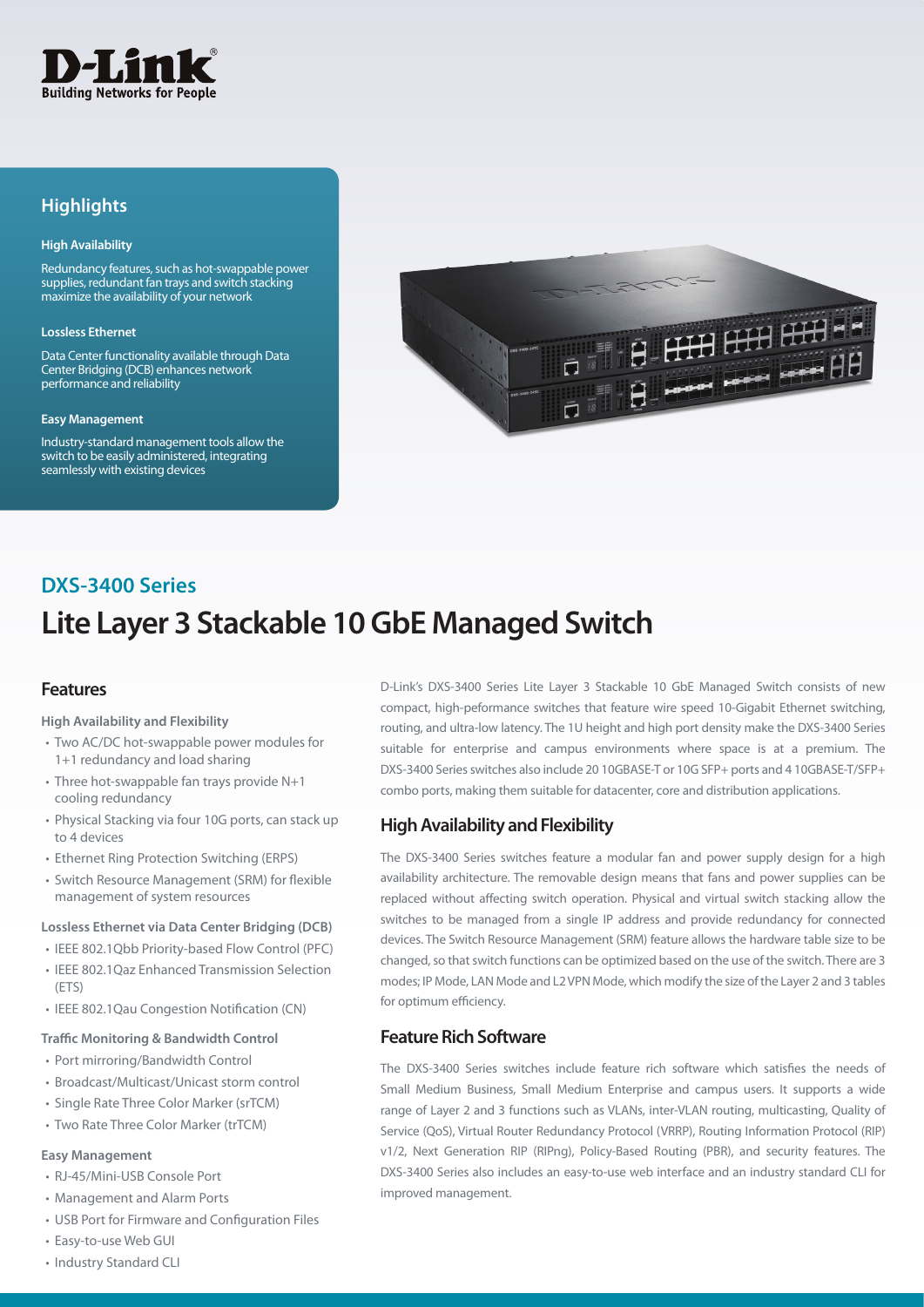## Highlights

**High Availability**

Redundancy features, such as hot-swappable power supplies, redundant fan trays and switch stacking maximize the availability of your network

**Lossless Ethernet**

Data Center functionality available through Data Center Bridging (DCB) enhances network performance and reliability

**Easy Management**

Industry-standard management tools allow the switch to be easily administered, integrating seamlessly with existing devices

## DXS-3400 Series

# Lite Layer 3 Stackable 10 GbE Managed Switch

## Features

**High Availability and Flexibility**

- Two AC/DC hot-swappable power modules for 1+1 redundancy and load sharing
- Three hot-swappable fan trays provide N+1 cooling redundancy
- Physical Stacking via four 10G ports, can stack up to 4 devices
- Ethernet Ring Protection Switching (ERPS)
- Switch Resource Management (SRM) for flexible management of system resources

**Lossless Ethernet via Data Center Bridging (DCB)**

- IEEE 802.1Qbb Priority-based Flow Control (PFC)
- IEEE 802.1Qaz Enhanced Transmission Selection (ETS)
- IEEE 802.1Qau Congestion Notification (CN)

**Traffic Monitoring & Bandwidth Control**

- Port mirroring/Bandwidth Control
- Broadcast/Multicast/Unicast storm control
- Single Rate Three Color Marker (srTCM)
- Two Rate Three Color Marker (trTCM)

**Easy Management**

- RJ-45/Mini-USB Console Port
- Management and Alarm Ports
- USB Port for Firmware and Configuration Files
- Easy-to-use Web GUI
- Industry Standard CLI

D-Link's DXS-3400 Series Lite Layer 3 Stackable 10 GbE Managed Switch consists of new compact, high-peformance switches that feature wire speed 10-Gigabit Ethernet switching, routing, and ultra-low latency. The 1U height and high port density make the DXS-3400 Series suitable for enterprise and campus environments where space is at a premium. The DXS-3400 Series switches also include 20 10GBASE-T or 10G SFP+ ports and 4 10GBASE-T/SFP+ combo ports, making them suitable for datacenter, core and distribution applications.

## High Availability and Flexibility

The DXS-3400 Series switches feature a modular fan and power supply design for a high availability architecture. The removable design means that fans and power supplies can be replaced without affecting switch operation. Physical and virtual switch stacking allow the switches to be managed from a single IP address and provide redundancy for connected devices. The Switch Resource Management (SRM) feature allows the hardware table size to be changed, so that switch functions can be optimized based on the use of the switch. There are 3 modes; IP Mode, LAN Mode and L2 VPN Mode, which modify the size of the Layer 2 and 3 tables for optimum efficiency.

## Feature Rich Software

The DXS-3400 Series switches include feature rich software which satisfies the needs of Small Medium Business, Small Medium Enterprise and campus users. It supports a wide range of Layer 2 and 3 functions such as VLANs, inter-VLAN routing, multicasting, Quality of Service (QoS), Virtual Router Redundancy Protocol (VRRP), Routing Information Protocol (RIP) v1/2, Next Generation RIP (RIPng), Policy-Based Routing (PBR), and security features. The DXS-3400 Series also includes an easy-to-use web interface and an industry standard CLI for improved management.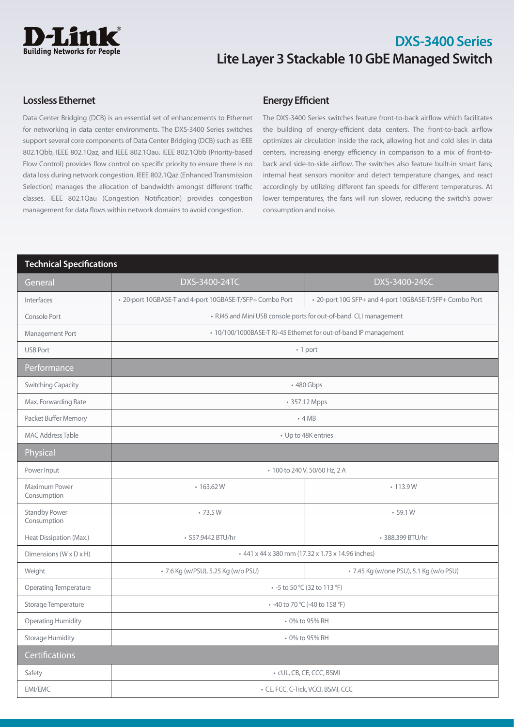# DXS-3400 Series

## Lite Layer 3 Stackable 10 GbE Managed Switch

### Lossless Ethernet

Data Center Bridging (DCB) is an essential set of enhancements to Ethernet for networking in data center environments. The DXS-3400 Series switches support several core components of Data Center Bridging (DCB) such as IEEE 802.1Qbb, IEEE 802.1Qaz, and IEEE 802.1Qau. IEEE 802.1Qbb (Priority-based Flow Control) provides flow control on specific priority to ensure there is no data loss during network congestion. IEEE 802.1Qaz (Enhanced Transmission Selection) manages the allocation of bandwidth amongst different traffic classes. IEEE 802.1Qau (Congestion Notification) provides congestion management for data flows within network domains to avoid congestion.

### Energy Efficient

The DXS-3400 Series switches feature front-to-back airflow which facilitates the building of energy-efficient data centers. The front-to-back airflow optimizes air circulation inside the rack, allowing hot and cold isles in data centers, increasing energy efficiency in comparison to a mix of front-to-back and side-to-side airflow. The switches also feature built-in smart fans; internal heat sensors monitor and detect temperature changes, and react accordingly by utilizing different fan speeds for different temperatures. At lower temperatures, the fans will run slower, reducing the switch's power consumption and noise.

## Technical Specifications

| General | DXS-3400-24TC | DXS-3400-24SC |
|---|---|---|
| Interfaces | • 20-port 10GBASE-T and 4-port 10GBASE-T/SFP+ Combo Port | • 20-port 10G SFP+ and 4-port 10GBASE-T/SFP+ Combo Port |
| Console Port | • RJ45 and Mini USB console ports for out-of-band CLI management | |
| Management Port | • 10/100/1000BASE-T RJ-45 Ethernet for out-of-band IP management | |
| USB Port | • 1 port | |
| **Performance** | | |
| Switching Capacity | • 480 Gbps | |
| Max. Forwarding Rate | • 357.12 Mpps | |
| Packet Buffer Memory | • 4 MB | |
| MAC Address Table | • Up to 48K entries | |
| **Physical** | | |
| Power Input | • 100 to 240 V, 50/60 Hz, 2 A | |
| Maximum Power Consumption | • 163.62 W | • 113.9 W |
| Standby Power Consumption | • 73.5 W | • 59.1 W |
| Heat Dissipation (Max.) | • 557.9442 BTU/hr | • 388.399 BTU/hr |
| Dimensions (W x D x H) | • 441 x 44 x 380 mm (17.32 x 1.73 x 14.96 inches) | |
| Weight | • 7.6 Kg (w/PSU), 5.25 Kg (w/o PSU) | • 7.45 Kg (w/one PSU), 5.1 Kg (w/o PSU) |
| Operating Temperature | • -5 to 50 °C (32 to 113 °F) | |
| Storage Temperature | • -40 to 70 °C (-40 to 158 °F) | |
| Operating Humidity | • 0% to 95% RH | |
| Storage Humidity | • 0% to 95% RH | |
| **Certifications** | | |
| Safety | • cUL, CB, CE, CCC, BSMI | |
| EMI/EMC | • CE, FCC, C-Tick, VCCI, BSMI, CCC | |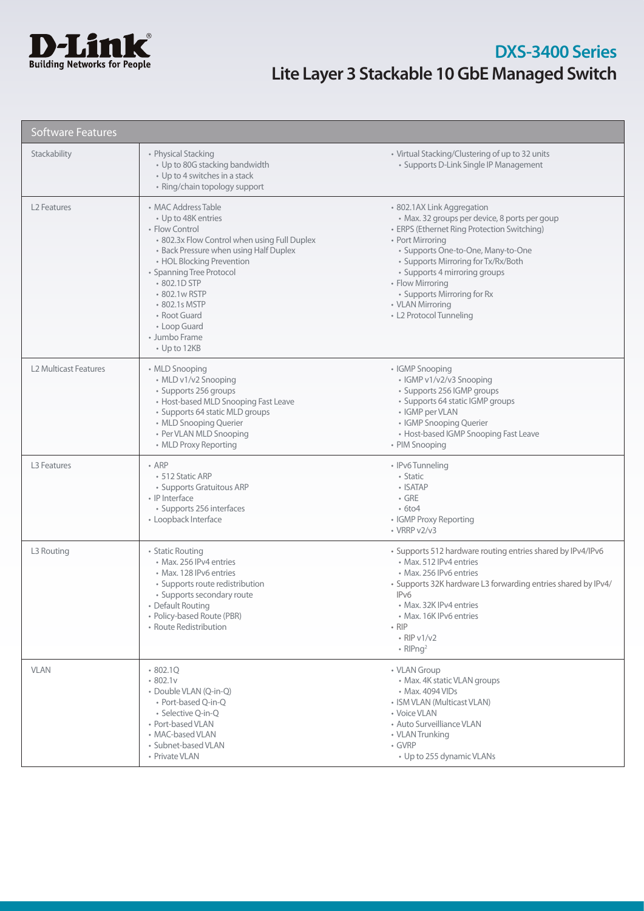# DXS-3400 Series
## Lite Layer 3 Stackable 10 GbE Managed Switch

| Software Features | | |
|---|---|---|
| Stackability | • Physical Stacking<br>  • Up to 80G stacking bandwidth<br>  • Up to 4 switches in a stack<br>  • Ring/chain topology support | • Virtual Stacking/Clustering of up to 32 units<br>  • Supports D-Link Single IP Management |
| L2 Features | • MAC Address Table<br>  • Up to 48K entries<br>• Flow Control<br>  • 802.3x Flow Control when using Full Duplex<br>  • Back Pressure when using Half Duplex<br>  • HOL Blocking Prevention<br>• Spanning Tree Protocol<br>  • 802.1D STP<br>  • 802.1w RSTP<br>  • 802.1s MSTP<br>  • Root Guard<br>  • Loop Guard<br>• Jumbo Frame<br>  • Up to 12KB | • 802.1AX Link Aggregation<br>  • Max. 32 groups per device, 8 ports per goup<br>• ERPS (Ethernet Ring Protection Switching)<br>• Port Mirroring<br>  • Supports One-to-One, Many-to-One<br>  • Supports Mirroring for Tx/Rx/Both<br>  • Supports 4 mirroring groups<br>• Flow Mirroring<br>  • Supports Mirroring for Rx<br>• VLAN Mirroring<br>• L2 Protocol Tunneling |
| L2 Multicast Features | • MLD Snooping<br>  • MLD v1/v2 Snooping<br>  • Supports 256 groups<br>  • Host-based MLD Snooping Fast Leave<br>  • Supports 64 static MLD groups<br>  • MLD Snooping Querier<br>  • Per VLAN MLD Snooping<br>  • MLD Proxy Reporting | • IGMP Snooping<br>  • IGMP v1/v2/v3 Snooping<br>  • Supports 256 IGMP groups<br>  • Supports 64 static IGMP groups<br>  • IGMP per VLAN<br>  • IGMP Snooping Querier<br>  • Host-based IGMP Snooping Fast Leave<br>• PIM Snooping |
| L3 Features | • ARP<br>  • 512 Static ARP<br>  • Supports Gratuitous ARP<br>• IP Interface<br>  • Supports 256 interfaces<br>• Loopback Interface | • IPv6 Tunneling<br>  • Static<br>  • ISATAP<br>  • GRE<br>  • 6to4<br>• IGMP Proxy Reporting<br>• VRRP v2/v3 |
| L3 Routing | • Static Routing<br>  • Max. 256 IPv4 entries<br>  • Max. 128 IPv6 entries<br>  • Supports route redistribution<br>  • Supports secondary route<br>• Default Routing<br>• Policy-based Route (PBR)<br>• Route Redistribution | • Supports 512 hardware routing entries shared by IPv4/IPv6<br>  • Max. 512 IPv4 entries<br>  • Max. 256 IPv6 entries<br>• Supports 32K hardware L3 forwarding entries shared by IPv4/IPv6<br>  • Max. 32K IPv4 entries<br>  • Max. 16K IPv6 entries<br>• RIP<br>  • RIP v1/v2<br>  • RIPng[2] |
| VLAN | • 802.1Q<br>• 802.1v<br>• Double VLAN (Q-in-Q)<br>  • Port-based Q-in-Q<br>  • Selective Q-in-Q<br>• Port-based VLAN<br>• MAC-based VLAN<br>• Subnet-based VLAN<br>• Private VLAN | • VLAN Group<br>  • Max. 4K static VLAN groups<br>  • Max. 4094 VIDs<br>• ISM VLAN (Multicast VLAN)<br>• Voice VLAN<br>• Auto Surveilliance VLAN<br>• VLAN Trunking<br>• GVRP<br>  • Up to 255 dynamic VLANs |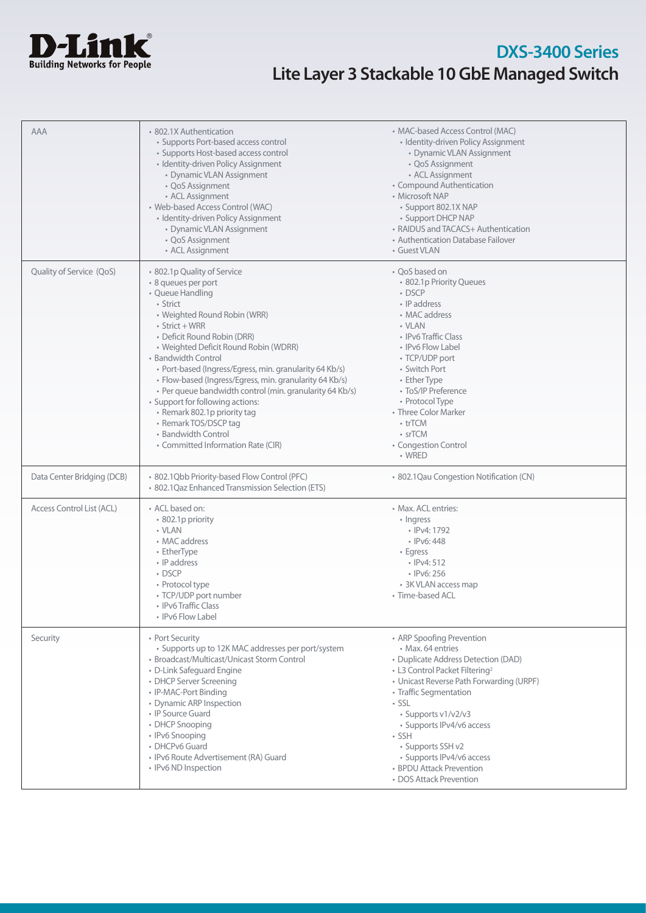# DXS-3400 Series
## Lite Layer 3 Stackable 10 GbE Managed Switch

| | | |
|---|---|---|
| AAA | • 802.1X Authentication<br>  • Supports Port-based access control<br>  • Supports Host-based access control<br>  • Identity-driven Policy Assignment<br>    • Dynamic VLAN Assignment<br>    • QoS Assignment<br>    • ACL Assignment<br>• Web-based Access Control (WAC)<br>  • Identity-driven Policy Assignment<br>    • Dynamic VLAN Assignment<br>    • QoS Assignment<br>    • ACL Assignment | • MAC-based Access Control (MAC)<br>  • Identity-driven Policy Assignment<br>    • Dynamic VLAN Assignment<br>    • QoS Assignment<br>    • ACL Assignment<br>• Compound Authentication<br>• Microsoft NAP<br>  • Support 802.1X NAP<br>  • Support DHCP NAP<br>• RAIDUS and TACACS+ Authentication<br>• Authentication Database Failover<br>• Guest VLAN |
| Quality of Service (QoS) | • 802.1p Quality of Service<br>• 8 queues per port<br>• Queue Handling<br>  • Strict<br>  • Weighted Round Robin (WRR)<br>  • Strict + WRR<br>  • Deficit Round Robin (DRR)<br>  • Weighted Deficit Round Robin (WDRR)<br>• Bandwidth Control<br>  • Port-based (Ingress/Egress, min. granularity 64 Kb/s)<br>  • Flow-based (Ingress/Egress, min. granularity 64 Kb/s)<br>  • Per queue bandwidth control (min. granularity 64 Kb/s)<br>• Support for following actions:<br>  • Remark 802.1p priority tag<br>  • Remark TOS/DSCP tag<br>  • Bandwidth Control<br>  • Committed Information Rate (CIR) | • QoS based on<br>  • 802.1p Priority Queues<br>  • DSCP<br>  • IP address<br>  • MAC address<br>  • VLAN<br>  • IPv6 Traffic Class<br>  • IPv6 Flow Label<br>  • TCP/UDP port<br>  • Switch Port<br>  • Ether Type<br>  • ToS/IP Preference<br>  • Protocol Type<br>• Three Color Marker<br>  • trTCM<br>  • srTCM<br>• Congestion Control<br>  • WRED |
| Data Center Bridging (DCB) | • 802.1Qbb Priority-based Flow Control (PFC)<br>• 802.1Qaz Enhanced Transmission Selection (ETS) | • 802.1Qau Congestion Notification (CN) |
| Access Control List (ACL) | • ACL based on:<br>  • 802.1p priority<br>  • VLAN<br>  • MAC address<br>  • EtherType<br>  • IP address<br>  • DSCP<br>  • Protocol type<br>  • TCP/UDP port number<br>  • IPv6 Traffic Class<br>  • IPv6 Flow Label | • Max. ACL entries:<br>  • Ingress<br>    • IPv4: 1792<br>    • IPv6: 448<br>  • Egress<br>    • IPv4: 512<br>    • IPv6: 256<br>  • 3K VLAN access map<br>• Time-based ACL |
| Security | • Port Security<br>  • Supports up to 12K MAC addresses per port/system<br>• Broadcast/Multicast/Unicast Storm Control<br>• D-Link Safeguard Engine<br>• DHCP Server Screening<br>• IP-MAC-Port Binding<br>• Dynamic ARP Inspection<br>• IP Source Guard<br>• DHCP Snooping<br>• IPv6 Snooping<br>• DHCPv6 Guard<br>• IPv6 Route Advertisement (RA) Guard<br>• IPv6 ND Inspection | • ARP Spoofing Prevention<br>  • Max. 64 entries<br>• Duplicate Address Detection (DAD)<br>• L3 Control Packet Filtering[2]<br>• Unicast Reverse Path Forwarding (URPF)<br>• Traffic Segmentation<br>• SSL<br>  • Supports v1/v2/v3<br>  • Supports IPv4/v6 access<br>• SSH<br>  • Supports SSH v2<br>  • Supports IPv4/v6 access<br>• BPDU Attack Prevention<br>• DOS Attack Prevention |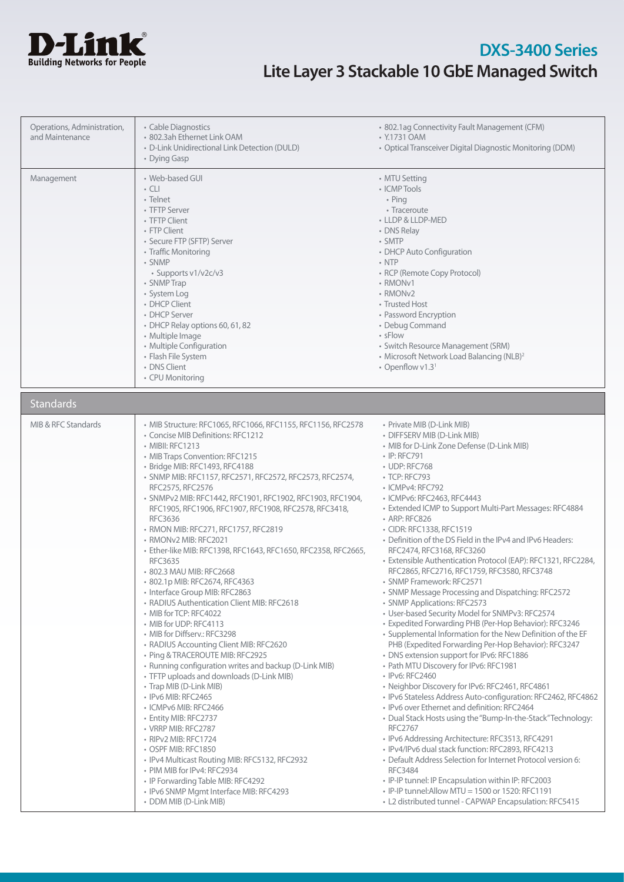| | | |
|---|---|---|
| Operations, Administration, and Maintenance | • Cable Diagnostics<br>• 802.3ah Ethernet Link OAM<br>• D-Link Unidirectional Link Detection (DULD)<br>• Dying Gasp | • 802.1ag Connectivity Fault Management (CFM)<br>• Y.1731 OAM<br>• Optical Transceiver Digital Diagnostic Monitoring (DDM) |
| Management | • Web-based GUI<br>• CLI<br>• Telnet<br>• TFTP Server<br>• TFTP Client<br>• FTP Client<br>• Secure FTP (SFTP) Server<br>• Traffic Monitoring<br>• SNMP<br>  • Supports v1/v2c/v3<br>• SNMP Trap<br>• System Log<br>• DHCP Client<br>• DHCP Server<br>• DHCP Relay options 60, 61, 82<br>• Multiple Image<br>• Multiple Configuration<br>• Flash File System<br>• DNS Client<br>• CPU Monitoring | • MTU Setting<br>• ICMP Tools<br>  • Ping<br>  • Traceroute<br>• LLDP & LLDP-MED<br>• DNS Relay<br>• SMTP<br>• DHCP Auto Configuration<br>• NTP<br>• RCP (Remote Copy Protocol)<br>• RMONv1<br>• RMONv2<br>• Trusted Host<br>• Password Encryption<br>• Debug Command<br>• sFlow<br>• Switch Resource Management (SRM)<br>• Microsoft Network Load Balancing (NLB)[2]<br>• Openflow v1.3[1] |

## Standards

| | | |
|---|---|---|
| MIB & RFC Standards | • MIB Structure: RFC1065, RFC1066, RFC1155, RFC1156, RFC2578<br>• Concise MIB Definitions: RFC1212<br>• MIBII: RFC1213<br>• MIB Traps Convention: RFC1215<br>• Bridge MIB: RFC1493, RFC4188<br>• SNMP MIB: RFC1157, RFC2571, RFC2572, RFC2573, RFC2574, RFC2575, RFC2576<br>• SNMPv2 MIB: RFC1442, RFC1901, RFC1902, RFC1903, RFC1904, RFC1905, RFC1906, RFC1907, RFC1908, RFC2578, RFC3418, RFC3636<br>• RMON MIB: RFC271, RFC1757, RFC2819<br>• RMONv2 MIB: RFC2021<br>• Ether-like MIB: RFC1398, RFC1643, RFC1650, RFC2358, RFC2665, RFC3635<br>• 802.3 MAU MIB: RFC2668<br>• 802.1p MIB: RFC2674, RFC4363<br>• Interface Group MIB: RFC2863<br>• RADIUS Authentication Client MIB: RFC2618<br>• MIB for TCP: RFC4022<br>• MIB for UDP: RFC4113<br>• MIB for Diffserv.: RFC3298<br>• RADIUS Accounting Client MIB: RFC2620<br>• Ping & TRACEROUTE MIB: RFC2925<br>• Running configuration writes and backup (D-Link MIB)<br>• TFTP uploads and downloads (D-Link MIB)<br>• Trap MIB (D-Link MIB)<br>• IPv6 MIB: RFC2465<br>• ICMPv6 MIB: RFC2466<br>• Entity MIB: RFC2737<br>• VRRP MIB: RFC2787<br>• RIPv2 MIB: RFC1724<br>• OSPF MIB: RFC1850<br>• IPv4 Multicast Routing MIB: RFC5132, RFC2932<br>• PIM MIB for IPv4: RFC2934<br>• IP Forwarding Table MIB: RFC4292<br>• IPv6 SNMP Mgmt Interface MIB: RFC4293<br>• DDM MIB (D-Link MIB) | • Private MIB (D-Link MIB)<br>• DIFFSERV MIB (D-Link MIB)<br>• MIB for D-Link Zone Defense (D-Link MIB)<br>• IP: RFC791<br>• UDP: RFC768<br>• TCP: RFC793<br>• ICMPv4: RFC792<br>• ICMPv6: RFC2463, RFC4443<br>• Extended ICMP to Support Multi-Part Messages: RFC4884<br>• ARP: RFC826<br>• CIDR: RFC1338, RFC1519<br>• Definition of the DS Field in the IPv4 and IPv6 Headers: RFC2474, RFC3168, RFC3260<br>• Extensible Authentication Protocol (EAP): RFC1321, RFC2284, RFC2865, RFC2716, RFC1759, RFC3580, RFC3748<br>• SNMP Framework: RFC2571<br>• SNMP Message Processing and Dispatching: RFC2572<br>• SNMP Applications: RFC2573<br>• User-based Security Model for SNMPv3: RFC2574<br>• Expedited Forwarding PHB (Per-Hop Behavior): RFC3246<br>• Supplemental Information for the New Definition of the EF PHB (Expedited Forwarding Per-Hop Behavior): RFC3247<br>• DNS extension support for IPv6: RFC1886<br>• Path MTU Discovery for IPv6: RFC1981<br>• IPv6: RFC2460<br>• Neighbor Discovery for IPv6: RFC2461, RFC4861<br>• IPv6 Stateless Address Auto-configuration: RFC2462, RFC4862<br>• IPv6 over Ethernet and definition: RFC2464<br>• Dual Stack Hosts using the "Bump-In-the-Stack" Technology: RFC2767<br>• IPv6 Addressing Architecture: RFC3513, RFC4291<br>• IPv4/IPv6 dual stack function: RFC2893, RFC4213<br>• Default Address Selection for Internet Protocol version 6: RFC3484<br>• IP-IP tunnel: IP Encapsulation within IP: RFC2003<br>• IP-IP tunnel:Allow MTU = 1500 or 1520: RFC1191<br>• L2 distributed tunnel - CAPWAP Encapsulation: RFC5415 |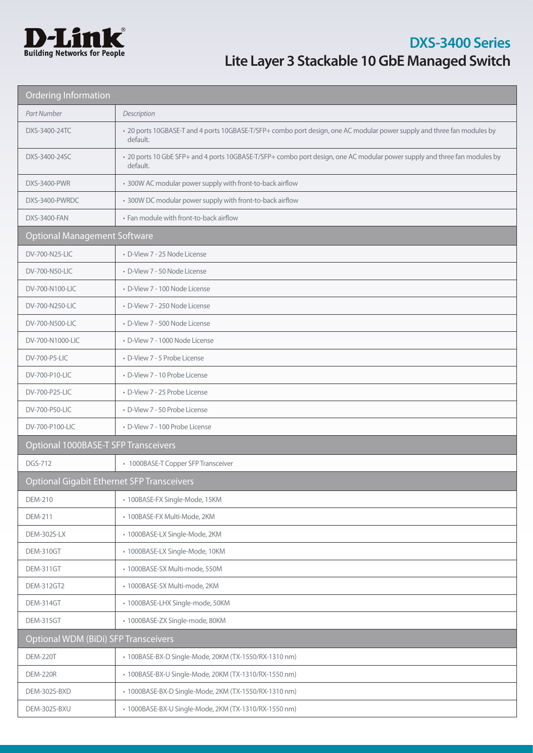# DXS-3400 Series

## Lite Layer 3 Stackable 10 GbE Managed Switch

| Ordering Information | |
|---|---|
| *Part Number* | *Description* |
| DXS-3400-24TC | • 20 ports 10GBASE-T and 4 ports 10GBASE-T/SFP+ combo port design, one AC modular power supply and three fan modules by default. |
| DXS-3400-24SC | • 20 ports 10 GbE SFP+ and 4 ports 10GBASE-T/SFP+ combo port design, one AC modular power supply and three fan modules by default. |
| DXS-3400-PWR | • 300W AC modular power supply with front-to-back airflow |
| DXS-3400-PWRDC | • 300W DC modular power supply with front-to-back airflow |
| DXS-3400-FAN | • Fan module with front-to-back airflow |
| **Optional Management Software** | |
| DV-700-N25-LIC | • D-View 7 - 25 Node License |
| DV-700-N50-LIC | • D-View 7 - 50 Node License |
| DV-700-N100-LIC | • D-View 7 - 100 Node License |
| DV-700-N250-LIC | • D-View 7 - 250 Node License |
| DV-700-N500-LIC | • D-View 7 - 500 Node License |
| DV-700-N1000-LIC | • D-View 7 - 1000 Node License |
| DV-700-P5-LIC | • D-View 7 - 5 Probe License |
| DV-700-P10-LIC | • D-View 7 - 10 Probe License |
| DV-700-P25-LIC | • D-View 7 - 25 Probe License |
| DV-700-P50-LIC | • D-View 7 - 50 Probe License |
| DV-700-P100-LIC | • D-View 7 - 100 Probe License |
| **Optional 1000BASE-T SFP Transceivers** | |
| DGS-712 | • 1000BASE-T Copper SFP Transceiver |
| **Optional Gigabit Ethernet SFP Transceivers** | |
| DEM-210 | • 100BASE-FX Single-Mode, 15KM |
| DEM-211 | • 100BASE-FX Multi-Mode, 2KM |
| DEM-302S-LX | • 1000BASE-LX Single-Mode, 2KM |
| DEM-310GT | • 1000BASE-LX Single-Mode, 10KM |
| DEM-311GT | • 1000BASE-SX Multi-mode, 550M |
| DEM-312GT2 | • 1000BASE-SX Multi-mode, 2KM |
| DEM-314GT | • 1000BASE-LHX Single-mode, 50KM |
| DEM-315GT | • 1000BASE-ZX Single-mode, 80KM |
| **Optional WDM (BiDi) SFP Transceivers** | |
| DEM-220T | • 100BASE-BX-D Single-Mode, 20KM (TX-1550/RX-1310 nm) |
| DEM-220R | • 100BASE-BX-U Single-Mode, 20KM (TX-1310/RX-1550 nm) |
| DEM-302S-BXD | • 1000BASE-BX-D Single-Mode, 2KM (TX-1550/RX-1310 nm) |
| DEM-302S-BXU | • 1000BASE-BX-U Single-Mode, 2KM (TX-1310/RX-1550 nm) |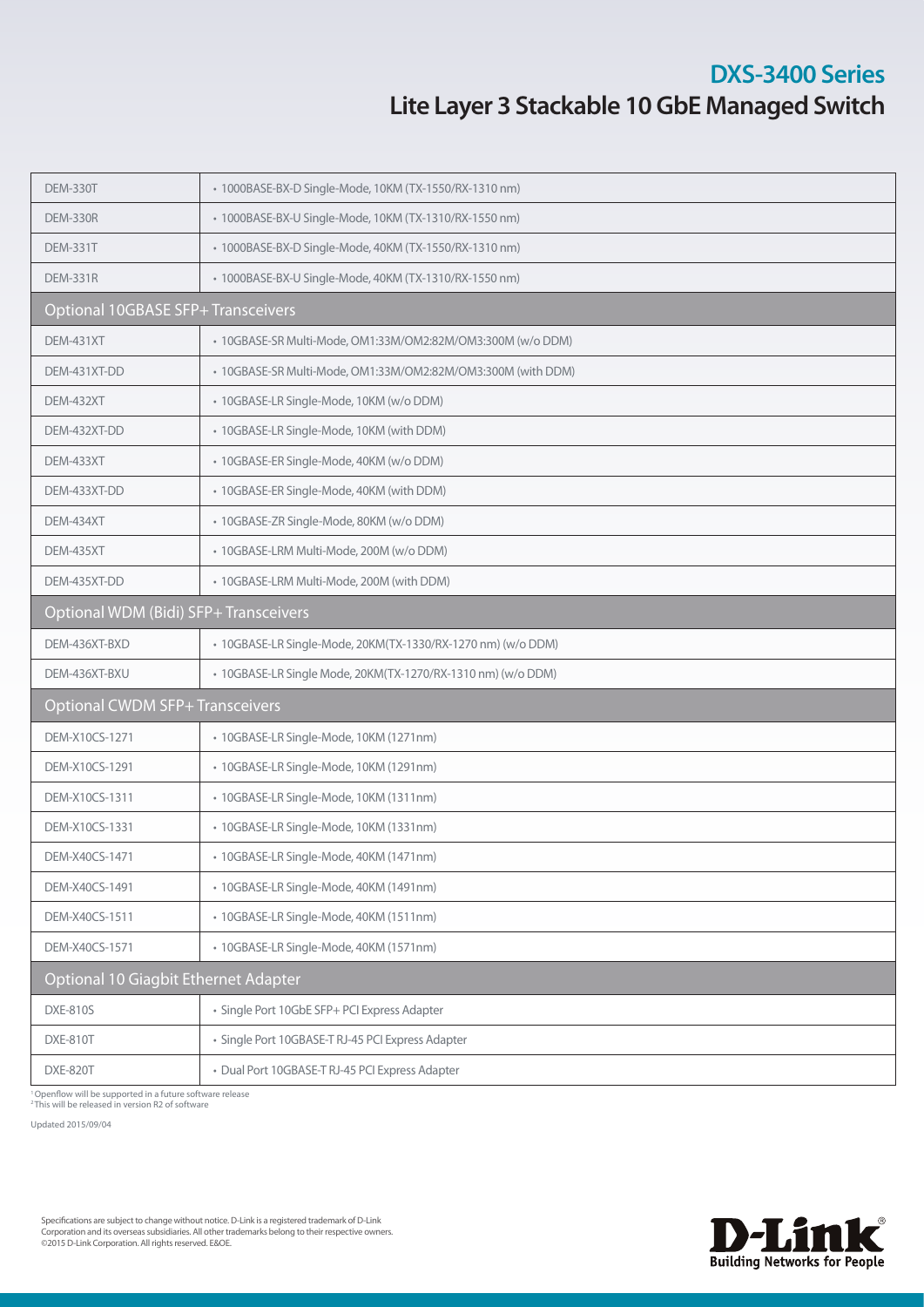# DXS-3400 Series

## Lite Layer 3 Stackable 10 GbE Managed Switch

| | |
|---|---|
| DEM-330T | • 1000BASE-BX-D Single-Mode, 10KM (TX-1550/RX-1310 nm) |
| DEM-330R | • 1000BASE-BX-U Single-Mode, 10KM (TX-1310/RX-1550 nm) |
| DEM-331T | • 1000BASE-BX-D Single-Mode, 40KM (TX-1550/RX-1310 nm) |
| DEM-331R | • 1000BASE-BX-U Single-Mode, 40KM (TX-1310/RX-1550 nm) |
| **Optional 10GBASE SFP+ Transceivers** | |
| DEM-431XT | • 10GBASE-SR Multi-Mode, OM1:33M/OM2:82M/OM3:300M (w/o DDM) |
| DEM-431XT-DD | • 10GBASE-SR Multi-Mode, OM1:33M/OM2:82M/OM3:300M (with DDM) |
| DEM-432XT | • 10GBASE-LR Single-Mode, 10KM (w/o DDM) |
| DEM-432XT-DD | • 10GBASE-LR Single-Mode, 10KM (with DDM) |
| DEM-433XT | • 10GBASE-ER Single-Mode, 40KM (w/o DDM) |
| DEM-433XT-DD | • 10GBASE-ER Single-Mode, 40KM (with DDM) |
| DEM-434XT | • 10GBASE-ZR Single-Mode, 80KM (w/o DDM) |
| DEM-435XT | • 10GBASE-LRM Multi-Mode, 200M (w/o DDM) |
| DEM-435XT-DD | • 10GBASE-LRM Multi-Mode, 200M (with DDM) |
| **Optional WDM (Bidi) SFP+ Transceivers** | |
| DEM-436XT-BXD | • 10GBASE-LR Single-Mode, 20KM(TX-1330/RX-1270 nm) (w/o DDM) |
| DEM-436XT-BXU | • 10GBASE-LR Single Mode, 20KM(TX-1270/RX-1310 nm) (w/o DDM) |
| **Optional CWDM SFP+ Transceivers** | |
| DEM-X10CS-1271 | • 10GBASE-LR Single-Mode, 10KM (1271nm) |
| DEM-X10CS-1291 | • 10GBASE-LR Single-Mode, 10KM (1291nm) |
| DEM-X10CS-1311 | • 10GBASE-LR Single-Mode, 10KM (1311nm) |
| DEM-X10CS-1331 | • 10GBASE-LR Single-Mode, 10KM (1331nm) |
| DEM-X40CS-1471 | • 10GBASE-LR Single-Mode, 40KM (1471nm) |
| DEM-X40CS-1491 | • 10GBASE-LR Single-Mode, 40KM (1491nm) |
| DEM-X40CS-1511 | • 10GBASE-LR Single-Mode, 40KM (1511nm) |
| DEM-X40CS-1571 | • 10GBASE-LR Single-Mode, 40KM (1571nm) |
| **Optional 10 Giagbit Ethernet Adapter** | |
| DXE-810S | • Single Port 10GbE SFP+ PCI Express Adapter |
| DXE-810T | • Single Port 10GBASE-T RJ-45 PCI Express Adapter |
| DXE-820T | • Dual Port 10GBASE-T RJ-45 PCI Express Adapter |

[1] Openflow will be supported in a future software release
[2] This will be released in version R2 of software

Updated 2015/09/04

Specifications are subject to change without notice. D-Link is a registered trademark of D-Link Corporation and its overseas subsidiaries. All other trademarks belong to their respective owners. ©2015 D-Link Corporation. All rights reserved. E&OE.

D-Link® Building Networks for People